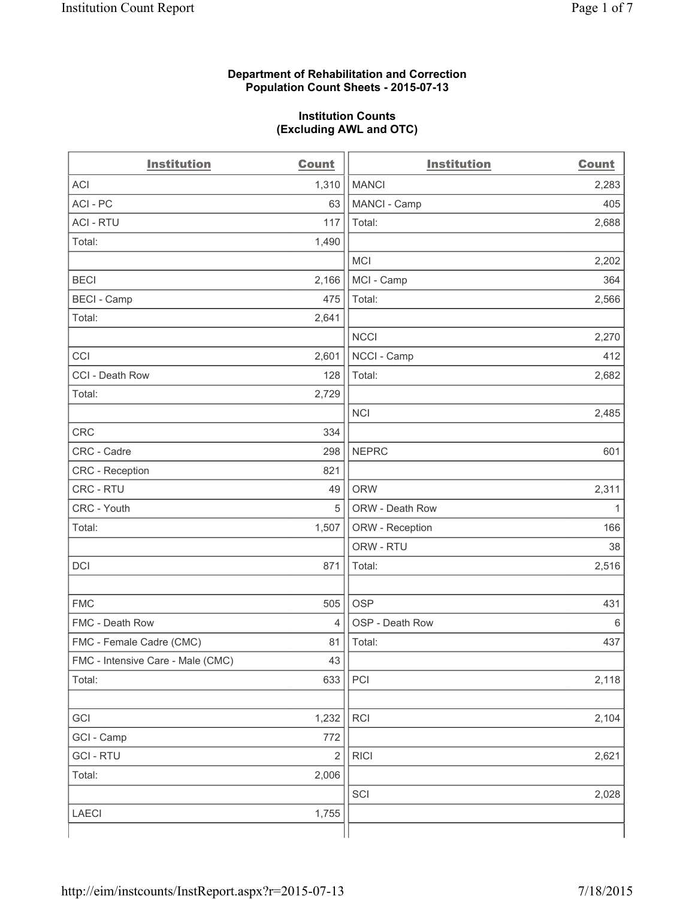**Department of Rehabilitation and Correction**
**Population Count Sheets - 2015-07-13**

**Institution Counts**
**(Excluding AWL and OTC)**

| Institution | Count | Institution | Count |
|---|---|---|---|
| ACI | 1,310 | MANCI | 2,283 |
| ACI - PC | 63 | MANCI - Camp | 405 |
| ACI - RTU | 117 | Total: | 2,688 |
| Total: | 1,490 | | |
| | | MCI | 2,202 |
| BECI | 2,166 | MCI - Camp | 364 |
| BECI - Camp | 475 | Total: | 2,566 |
| Total: | 2,641 | | |
| | | NCCI | 2,270 |
| CCI | 2,601 | NCCI - Camp | 412 |
| CCI - Death Row | 128 | Total: | 2,682 |
| Total: | 2,729 | | |
| | | NCI | 2,485 |
| CRC | 334 | | |
| CRC - Cadre | 298 | NEPRC | 601 |
| CRC - Reception | 821 | | |
| CRC - RTU | 49 | ORW | 2,311 |
| CRC - Youth | 5 | ORW - Death Row | 1 |
| Total: | 1,507 | ORW - Reception | 166 |
| | | ORW - RTU | 38 |
| DCI | 871 | Total: | 2,516 |
| | | | |
| FMC | 505 | OSP | 431 |
| FMC - Death Row | 4 | OSP - Death Row | 6 |
| FMC - Female Cadre (CMC) | 81 | Total: | 437 |
| FMC - Intensive Care - Male (CMC) | 43 | | |
| Total: | 633 | PCI | 2,118 |
| | | | |
| GCI | 1,232 | RCI | 2,104 |
| GCI - Camp | 772 | | |
| GCI - RTU | 2 | RICI | 2,621 |
| Total: | 2,006 | | |
| | | SCI | 2,028 |
| LAECI | 1,755 | | |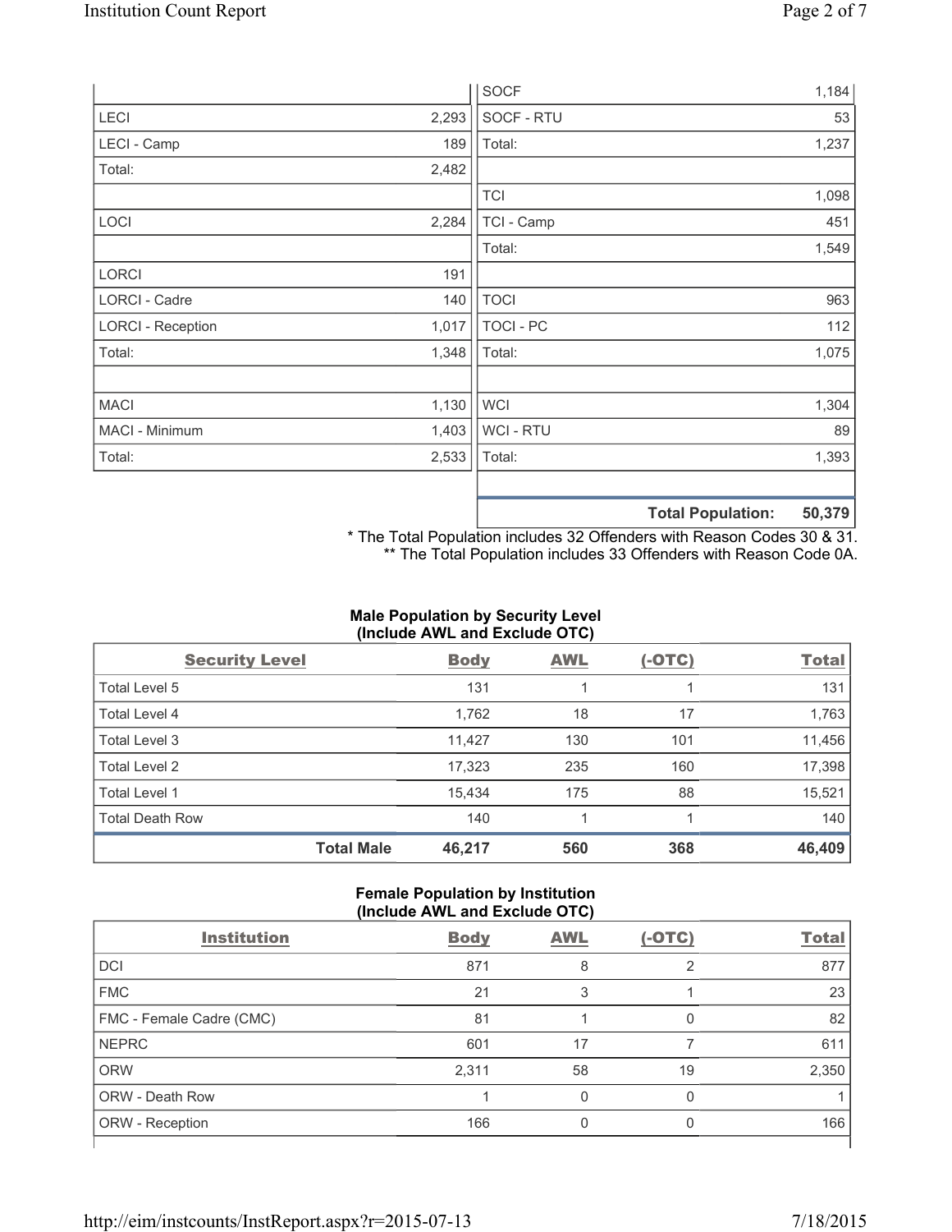| | |
|---|---|
| LECI | 2,293 |
| LECI - Camp | 189 |
| Total: | 2,482 |
| | |
| LOCI | 2,284 |
| | |
| LORCI | 191 |
| LORCI - Cadre | 140 |
| LORCI - Reception | 1,017 |
| Total: | 1,348 |
| | |
| MACI | 1,130 |
| MACI - Minimum | 1,403 |
| Total: | 2,533 |

| | |
|---|---|
| SOCF | 1,184 |
| SOCF - RTU | 53 |
| Total: | 1,237 |
| | |
| TCI | 1,098 |
| TCI - Camp | 451 |
| Total: | 1,549 |
| | |
| TOCI | 963 |
| TOCI - PC | 112 |
| Total: | 1,075 |
| | |
| WCI | 1,304 |
| WCI - RTU | 89 |
| Total: | 1,393 |
| | |
| **Total Population:** | **50,379** |

\* The Total Population includes 32 Offenders with Reason Codes 30 & 31.
\*\* The Total Population includes 33 Offenders with Reason Code 0A.

### Male Population by Security Level (Include AWL and Exclude OTC)

| Security Level | Body | AWL | (-OTC) | Total |
|---|---|---|---|---|
| Total Level 5 | 131 | 1 | 1 | 131 |
| Total Level 4 | 1,762 | 18 | 17 | 1,763 |
| Total Level 3 | 11,427 | 130 | 101 | 11,456 |
| Total Level 2 | 17,323 | 235 | 160 | 17,398 |
| Total Level 1 | 15,434 | 175 | 88 | 15,521 |
| Total Death Row | 140 | 1 | 1 | 140 |
| **Total Male** | **46,217** | **560** | **368** | **46,409** |

### Female Population by Institution (Include AWL and Exclude OTC)

| Institution | Body | AWL | (-OTC) | Total |
|---|---|---|---|---|
| DCI | 871 | 8 | 2 | 877 |
| FMC | 21 | 3 | 1 | 23 |
| FMC - Female Cadre (CMC) | 81 | 1 | 0 | 82 |
| NEPRC | 601 | 17 | 7 | 611 |
| ORW | 2,311 | 58 | 19 | 2,350 |
| ORW - Death Row | 1 | 0 | 0 | 1 |
| ORW - Reception | 166 | 0 | 0 | 166 |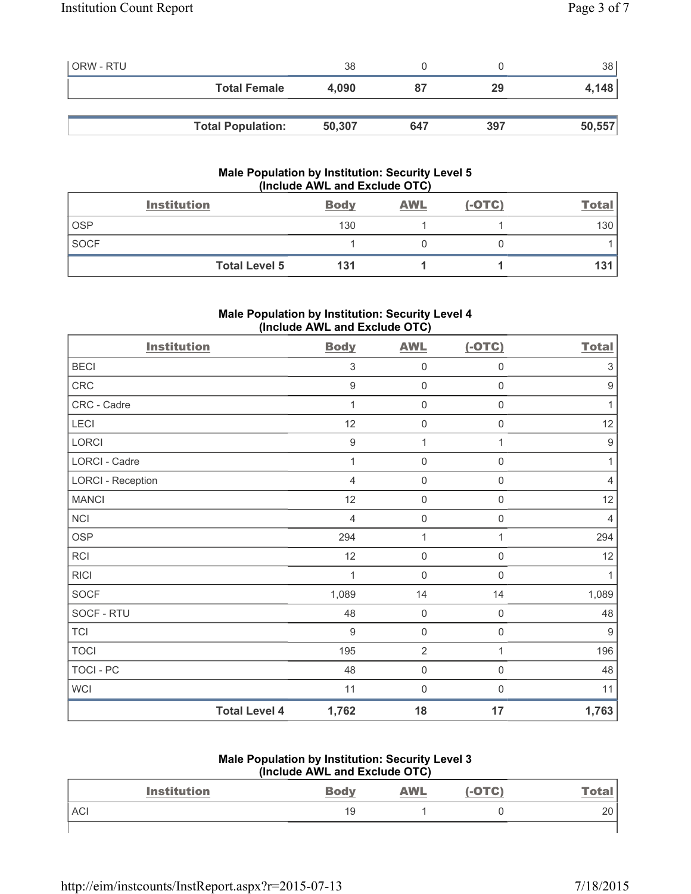| | | | | |
|---|---|---|---|---|
| ORW - RTU | 38 | 0 | 0 | 38 |
| **Total Female** | **4,090** | **87** | **29** | **4,148** |
| | | | | |
| **Total Population:** | **50,307** | **647** | **397** | **50,557** |

### Male Population by Institution: Security Level 5 (Include AWL and Exclude OTC)

| Institution | Body | AWL | (-OTC) | Total |
|---|---|---|---|---|
| OSP | 130 | 1 | 1 | 130 |
| SOCF | 1 | 0 | 0 | 1 |
| **Total Level 5** | **131** | **1** | **1** | **131** |

### Male Population by Institution: Security Level 4 (Include AWL and Exclude OTC)

| Institution | Body | AWL | (-OTC) | Total |
|---|---|---|---|---|
| BECI | 3 | 0 | 0 | 3 |
| CRC | 9 | 0 | 0 | 9 |
| CRC - Cadre | 1 | 0 | 0 | 1 |
| LECI | 12 | 0 | 0 | 12 |
| LORCI | 9 | 1 | 1 | 9 |
| LORCI - Cadre | 1 | 0 | 0 | 1 |
| LORCI - Reception | 4 | 0 | 0 | 4 |
| MANCI | 12 | 0 | 0 | 12 |
| NCI | 4 | 0 | 0 | 4 |
| OSP | 294 | 1 | 1 | 294 |
| RCI | 12 | 0 | 0 | 12 |
| RICI | 1 | 0 | 0 | 1 |
| SOCF | 1,089 | 14 | 14 | 1,089 |
| SOCF - RTU | 48 | 0 | 0 | 48 |
| TCI | 9 | 0 | 0 | 9 |
| TOCI | 195 | 2 | 1 | 196 |
| TOCI - PC | 48 | 0 | 0 | 48 |
| WCI | 11 | 0 | 0 | 11 |
| **Total Level 4** | **1,762** | **18** | **17** | **1,763** |

### Male Population by Institution: Security Level 3 (Include AWL and Exclude OTC)

| Institution | Body | AWL | (-OTC) | Total |
|---|---|---|---|---|
| ACI | 19 | 1 | 0 | 20 |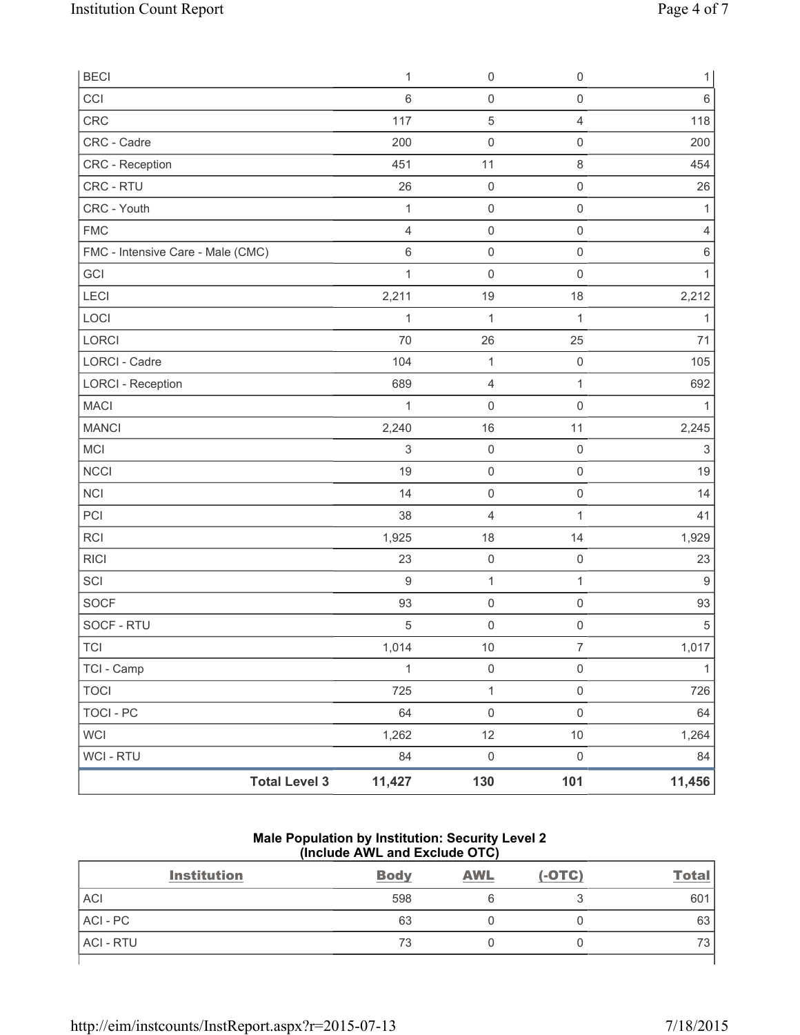| | | | | |
|---|---|---|---|---|
| BECI | 1 | 0 | 0 | 1 |
| CCI | 6 | 0 | 0 | 6 |
| CRC | 117 | 5 | 4 | 118 |
| CRC - Cadre | 200 | 0 | 0 | 200 |
| CRC - Reception | 451 | 11 | 8 | 454 |
| CRC - RTU | 26 | 0 | 0 | 26 |
| CRC - Youth | 1 | 0 | 0 | 1 |
| FMC | 4 | 0 | 0 | 4 |
| FMC - Intensive Care - Male (CMC) | 6 | 0 | 0 | 6 |
| GCI | 1 | 0 | 0 | 1 |
| LECI | 2,211 | 19 | 18 | 2,212 |
| LOCI | 1 | 1 | 1 | 1 |
| LORCI | 70 | 26 | 25 | 71 |
| LORCI - Cadre | 104 | 1 | 0 | 105 |
| LORCI - Reception | 689 | 4 | 1 | 692 |
| MACI | 1 | 0 | 0 | 1 |
| MANCI | 2,240 | 16 | 11 | 2,245 |
| MCI | 3 | 0 | 0 | 3 |
| NCCI | 19 | 0 | 0 | 19 |
| NCI | 14 | 0 | 0 | 14 |
| PCI | 38 | 4 | 1 | 41 |
| RCI | 1,925 | 18 | 14 | 1,929 |
| RICI | 23 | 0 | 0 | 23 |
| SCI | 9 | 1 | 1 | 9 |
| SOCF | 93 | 0 | 0 | 93 |
| SOCF - RTU | 5 | 0 | 0 | 5 |
| TCI | 1,014 | 10 | 7 | 1,017 |
| TCI - Camp | 1 | 0 | 0 | 1 |
| TOCI | 725 | 1 | 0 | 726 |
| TOCI - PC | 64 | 0 | 0 | 64 |
| WCI | 1,262 | 12 | 10 | 1,264 |
| WCI - RTU | 84 | 0 | 0 | 84 |
| **Total Level 3** | **11,427** | **130** | **101** | **11,456** |

**Male Population by Institution: Security Level 2**
**(Include AWL and Exclude OTC)**

| Institution | Body | AWL | (-OTC) | Total |
|---|---|---|---|---|
| ACI | 598 | 6 | 3 | 601 |
| ACI - PC | 63 | 0 | 0 | 63 |
| ACI - RTU | 73 | 0 | 0 | 73 |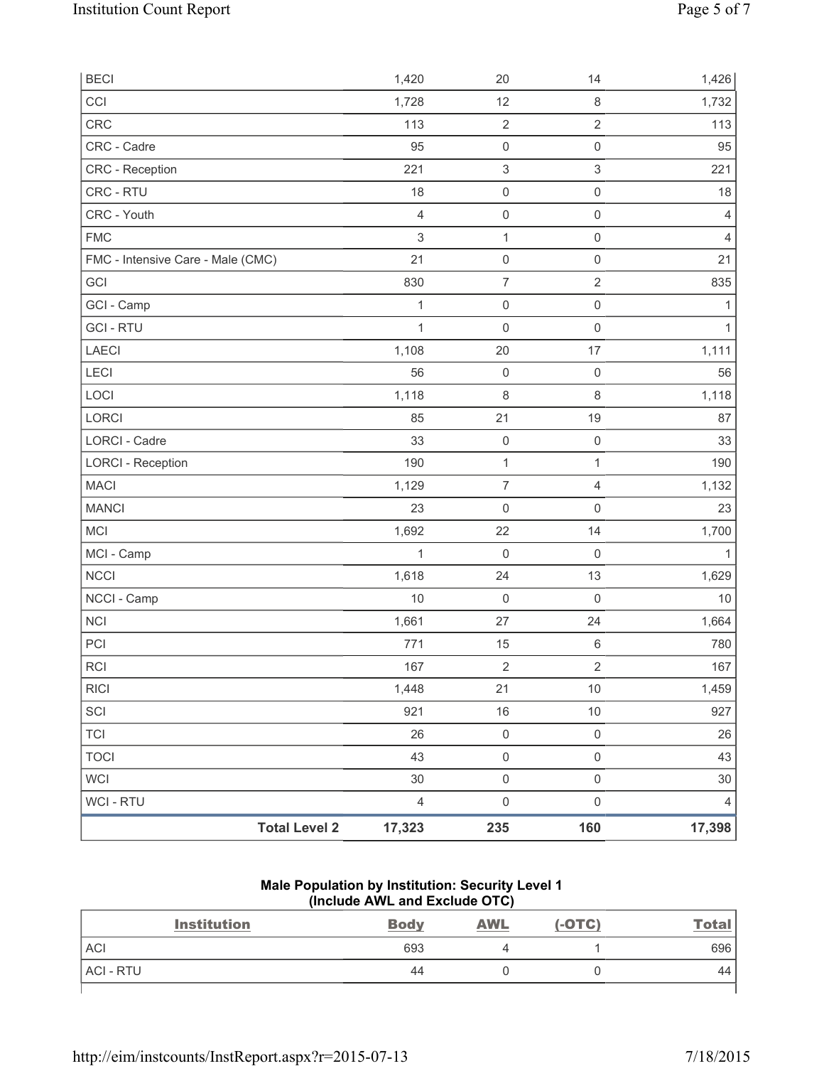| | | | | |
|---|---|---|---|---|
| BECI | 1,420 | 20 | 14 | 1,426 |
| CCI | 1,728 | 12 | 8 | 1,732 |
| CRC | 113 | 2 | 2 | 113 |
| CRC - Cadre | 95 | 0 | 0 | 95 |
| CRC - Reception | 221 | 3 | 3 | 221 |
| CRC - RTU | 18 | 0 | 0 | 18 |
| CRC - Youth | 4 | 0 | 0 | 4 |
| FMC | 3 | 1 | 0 | 4 |
| FMC - Intensive Care - Male (CMC) | 21 | 0 | 0 | 21 |
| GCI | 830 | 7 | 2 | 835 |
| GCI - Camp | 1 | 0 | 0 | 1 |
| GCI - RTU | 1 | 0 | 0 | 1 |
| LAECI | 1,108 | 20 | 17 | 1,111 |
| LECI | 56 | 0 | 0 | 56 |
| LOCI | 1,118 | 8 | 8 | 1,118 |
| LORCI | 85 | 21 | 19 | 87 |
| LORCI - Cadre | 33 | 0 | 0 | 33 |
| LORCI - Reception | 190 | 1 | 1 | 190 |
| MACI | 1,129 | 7 | 4 | 1,132 |
| MANCI | 23 | 0 | 0 | 23 |
| MCI | 1,692 | 22 | 14 | 1,700 |
| MCI - Camp | 1 | 0 | 0 | 1 |
| NCCI | 1,618 | 24 | 13 | 1,629 |
| NCCI - Camp | 10 | 0 | 0 | 10 |
| NCI | 1,661 | 27 | 24 | 1,664 |
| PCI | 771 | 15 | 6 | 780 |
| RCI | 167 | 2 | 2 | 167 |
| RICI | 1,448 | 21 | 10 | 1,459 |
| SCI | 921 | 16 | 10 | 927 |
| TCI | 26 | 0 | 0 | 26 |
| TOCI | 43 | 0 | 0 | 43 |
| WCI | 30 | 0 | 0 | 30 |
| WCI - RTU | 4 | 0 | 0 | 4 |
| **Total Level 2** | **17,323** | **235** | **160** | **17,398** |

### Male Population by Institution: Security Level 1 (Include AWL and Exclude OTC)

| Institution | Body | AWL | (-OTC) | Total |
|---|---|---|---|---|
| ACI | 693 | 4 | 1 | 696 |
| ACI - RTU | 44 | 0 | 0 | 44 |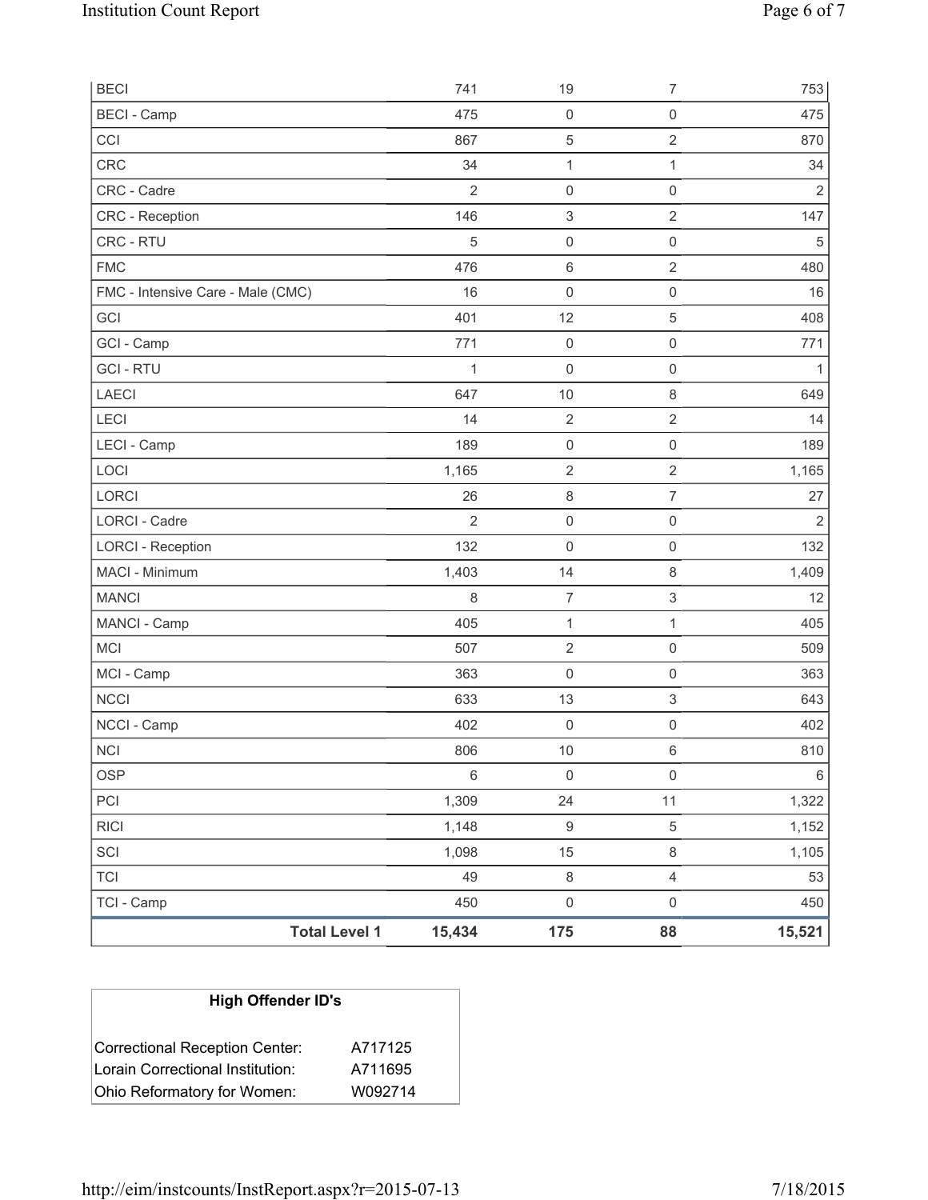| | | | | |
|---|---|---|---|---|
| BECI | 741 | 19 | 7 | 753 |
| BECI - Camp | 475 | 0 | 0 | 475 |
| CCI | 867 | 5 | 2 | 870 |
| CRC | 34 | 1 | 1 | 34 |
| CRC - Cadre | 2 | 0 | 0 | 2 |
| CRC - Reception | 146 | 3 | 2 | 147 |
| CRC - RTU | 5 | 0 | 0 | 5 |
| FMC | 476 | 6 | 2 | 480 |
| FMC - Intensive Care - Male (CMC) | 16 | 0 | 0 | 16 |
| GCI | 401 | 12 | 5 | 408 |
| GCI - Camp | 771 | 0 | 0 | 771 |
| GCI - RTU | 1 | 0 | 0 | 1 |
| LAECI | 647 | 10 | 8 | 649 |
| LECI | 14 | 2 | 2 | 14 |
| LECI - Camp | 189 | 0 | 0 | 189 |
| LOCI | 1,165 | 2 | 2 | 1,165 |
| LORCI | 26 | 8 | 7 | 27 |
| LORCI - Cadre | 2 | 0 | 0 | 2 |
| LORCI - Reception | 132 | 0 | 0 | 132 |
| MACI - Minimum | 1,403 | 14 | 8 | 1,409 |
| MANCI | 8 | 7 | 3 | 12 |
| MANCI - Camp | 405 | 1 | 1 | 405 |
| MCI | 507 | 2 | 0 | 509 |
| MCI - Camp | 363 | 0 | 0 | 363 |
| NCCI | 633 | 13 | 3 | 643 |
| NCCI - Camp | 402 | 0 | 0 | 402 |
| NCI | 806 | 10 | 6 | 810 |
| OSP | 6 | 0 | 0 | 6 |
| PCI | 1,309 | 24 | 11 | 1,322 |
| RICI | 1,148 | 9 | 5 | 1,152 |
| SCI | 1,098 | 15 | 8 | 1,105 |
| TCI | 49 | 8 | 4 | 53 |
| TCI - Camp | 450 | 0 | 0 | 450 |
| **Total Level 1** | **15,434** | **175** | **88** | **15,521** |

| High Offender ID's | |
|---|---|
| Correctional Reception Center: | A717125 |
| Lorain Correctional Institution: | A711695 |
| Ohio Reformatory for Women: | W092714 |